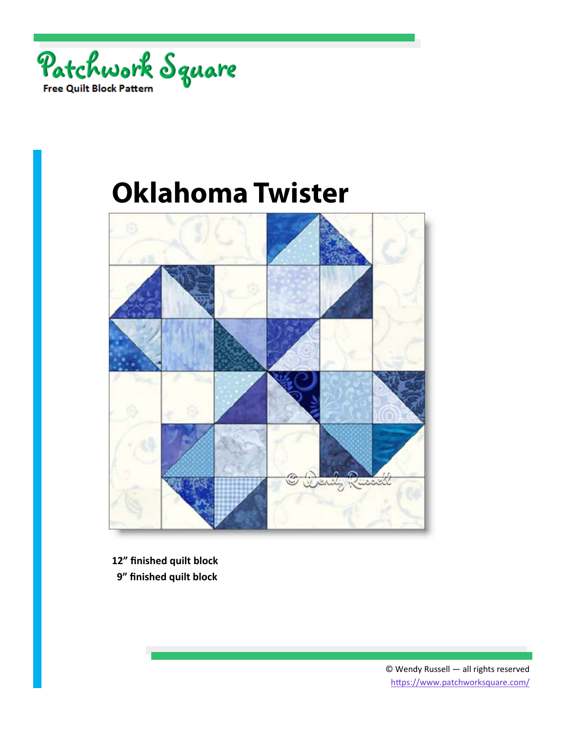Patchwork Square

Free Quilt Block Pattern

# Oklahoma Twister

**12” finished quilt block**
**9” finished quilt block**

© Wendy Russell — all rights reserved
https://www.patchworksquare.com/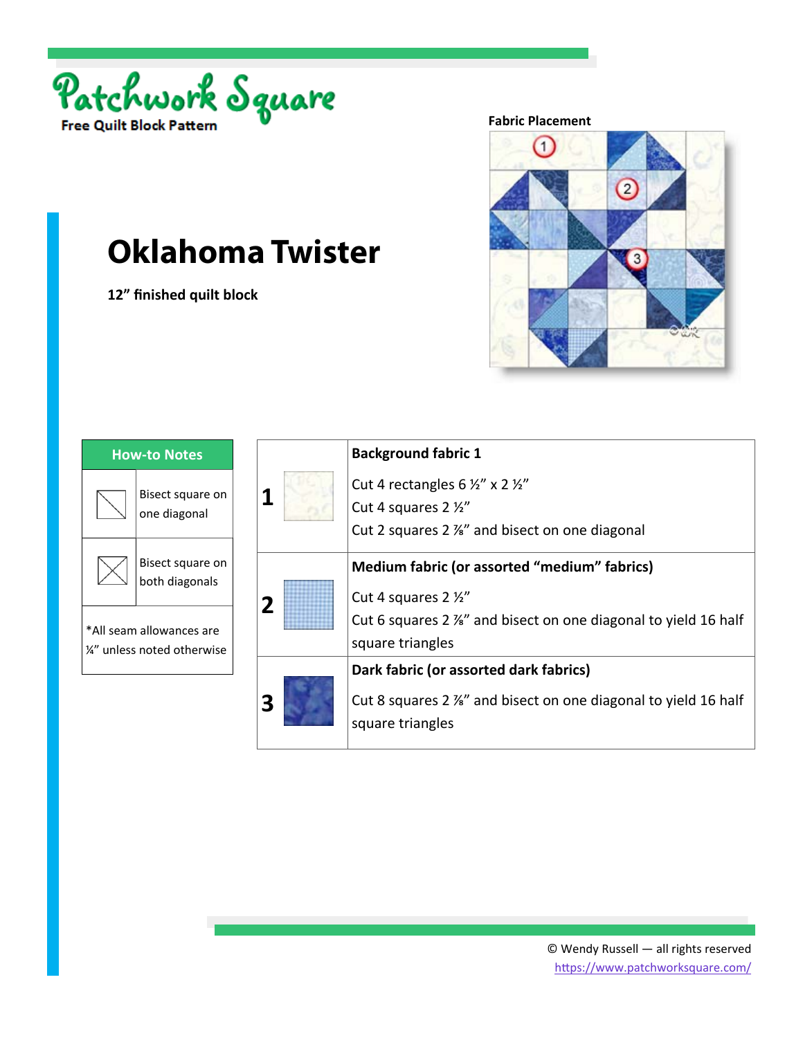Patchwork Square

Free Quilt Block Pattern

# Oklahoma Twister

**12" finished quilt block**

**Fabric Placement**

| How-to Notes | |
|---|---|
| | Bisect square on one diagonal |
| | Bisect square on both diagonals |
| *All seam allowances are ¼" unless noted otherwise | |

| | | |
|---|---|---|
| **1** | | **Background fabric 1**<br>Cut 4 rectangles 6 ½" x 2 ½"<br>Cut 4 squares 2 ½"<br>Cut 2 squares 2 ⅞" and bisect on one diagonal |
| **2** | | **Medium fabric (or assorted "medium" fabrics)**<br>Cut 4 squares 2 ½"<br>Cut 6 squares 2 ⅞" and bisect on one diagonal to yield 16 half square triangles |
| **3** | | **Dark fabric (or assorted dark fabrics)**<br>Cut 8 squares 2 ⅞" and bisect on one diagonal to yield 16 half square triangles |

© Wendy Russell — all rights reserved
https://www.patchworksquare.com/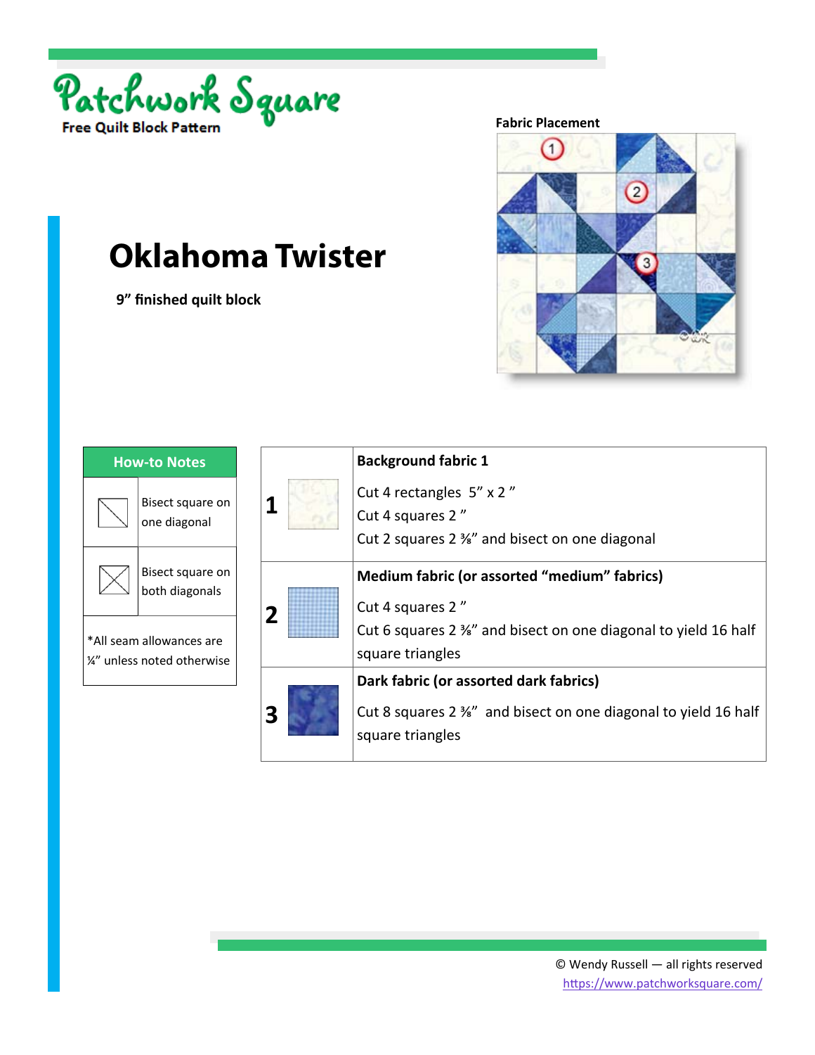Patchwork Square

**Free Quilt Block Pattern**

Fabric Placement

# Oklahoma Twister

**9” finished quilt block**

| How-to Notes | |
|---|---|
| | Bisect square on one diagonal |
| | Bisect square on both diagonals |
| *All seam allowances are ¼” unless noted otherwise | |

| | | |
|---|---|---|
| **1** | | **Background fabric 1**<br>Cut 4 rectangles 5” x 2 ”<br>Cut 4 squares 2 ”<br>Cut 2 squares 2 ⅜” and bisect on one diagonal |
| **2** | | **Medium fabric (or assorted “medium” fabrics)**<br>Cut 4 squares 2 ”<br>Cut 6 squares 2 ⅜” and bisect on one diagonal to yield 16 half square triangles |
| **3** | | **Dark fabric (or assorted dark fabrics)**<br>Cut 8 squares 2 ⅜” and bisect on one diagonal to yield 16 half square triangles |

© Wendy Russell — all rights reserved
https://www.patchworksquare.com/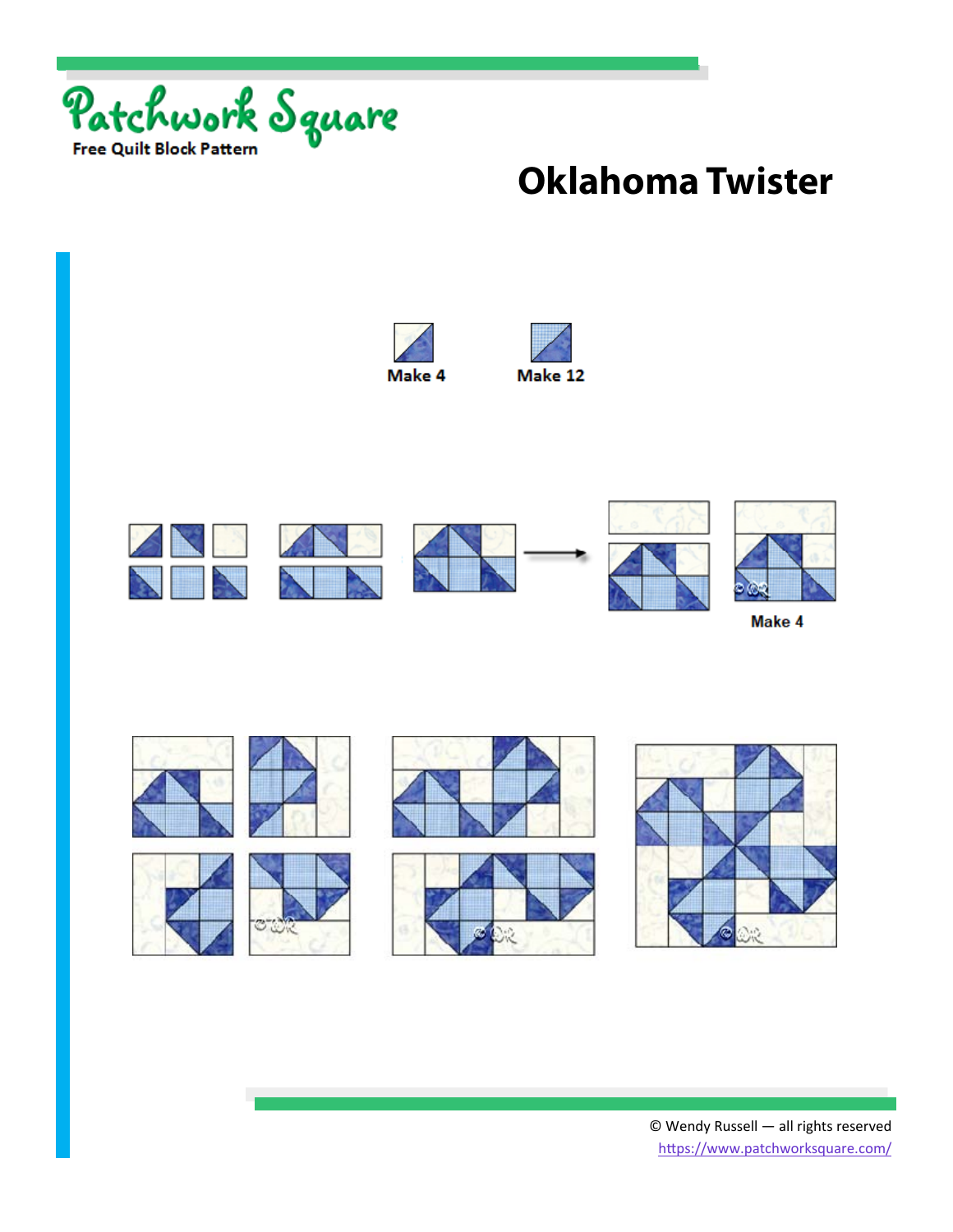Patchwork Square

Free Quilt Block Pattern

# Oklahoma Twister

Make 4

Make 12

Make 4

© Wendy Russell — all rights reserved

https://www.patchworksquare.com/